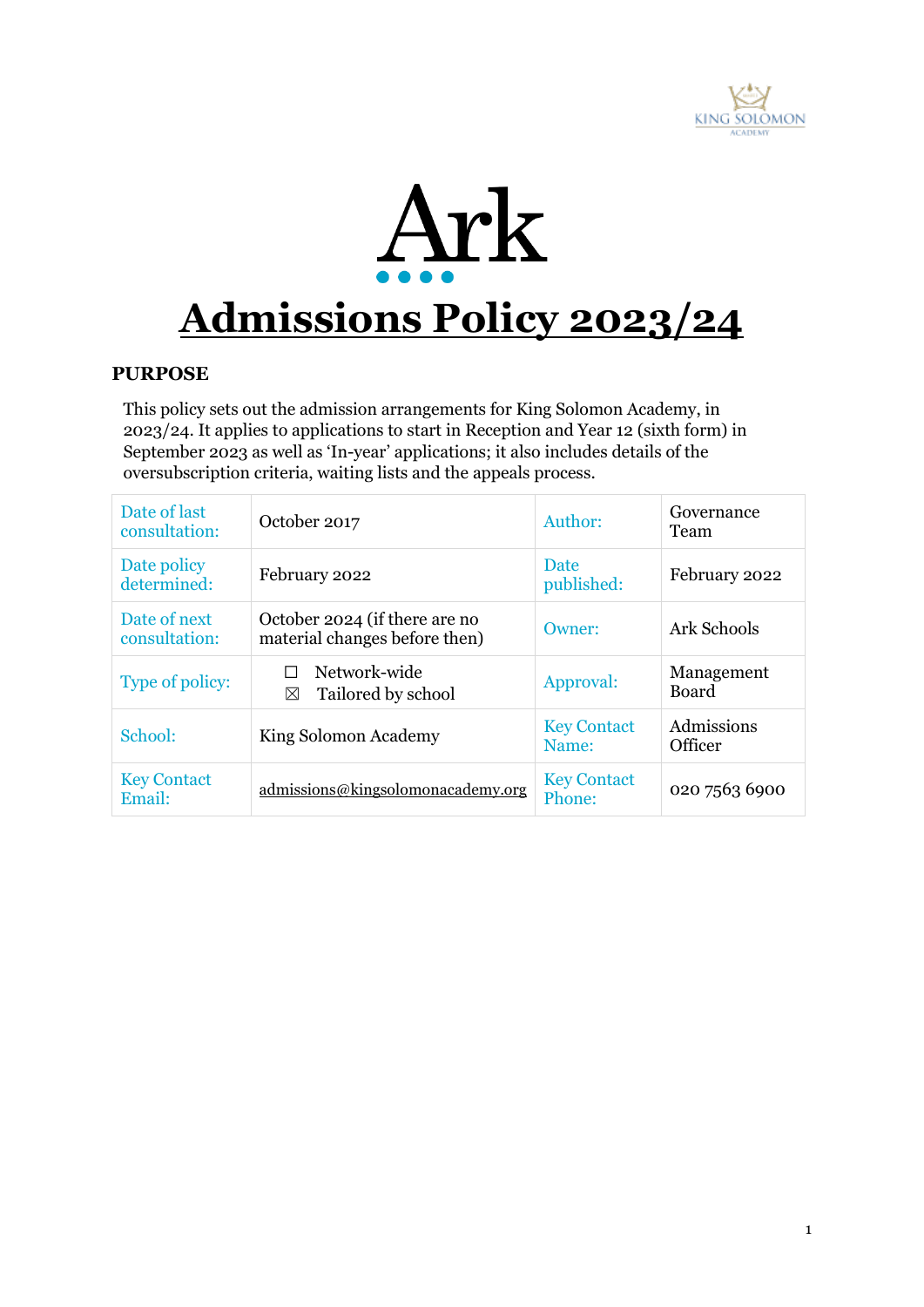# Admissions Policy 2023/24

## PURPOSE

This policy sets out the admission arrangements for King Solomon Academy, in 2023/24. It applies to applications to start in Reception and Year 12 (sixth form) in September 2023 as well as 'In-year' applications; it also includes details of the oversubscription criteria, waiting lists and the appeals process.

| | | | |
|---|---|---|---|
| Date of last consultation: | October 2017 | Author: | Governance Team |
| Date policy determined: | February 2022 | Date published: | February 2022 |
| Date of next consultation: | October 2024 (if there are no material changes before then) | Owner: | Ark Schools |
| Type of policy: | ☐ Network-wide<br>☒ Tailored by school | Approval: | Management Board |
| School: | King Solomon Academy | Key Contact Name: | Admissions Officer |
| Key Contact Email: | admissions@kingsolomonacademy.org | Key Contact Phone: | 020 7563 6900 |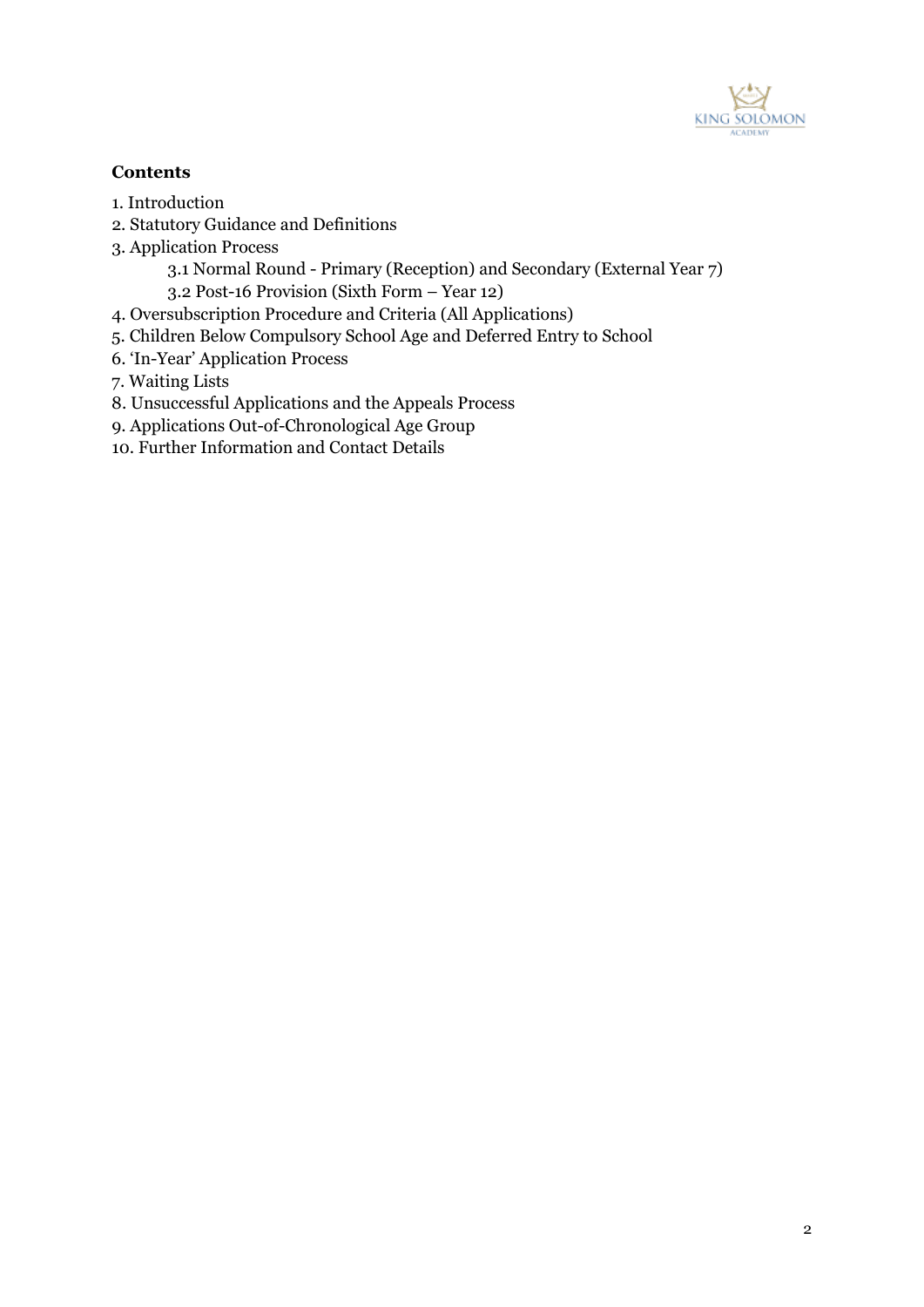**Contents**

1. Introduction
2. Statutory Guidance and Definitions
3. Application Process
    - 3.1 Normal Round - Primary (Reception) and Secondary (External Year 7)
    - 3.2 Post-16 Provision (Sixth Form – Year 12)
4. Oversubscription Procedure and Criteria (All Applications)
5. Children Below Compulsory School Age and Deferred Entry to School
6. 'In-Year' Application Process
7. Waiting Lists
8. Unsuccessful Applications and the Appeals Process
9. Applications Out-of-Chronological Age Group
10. Further Information and Contact Details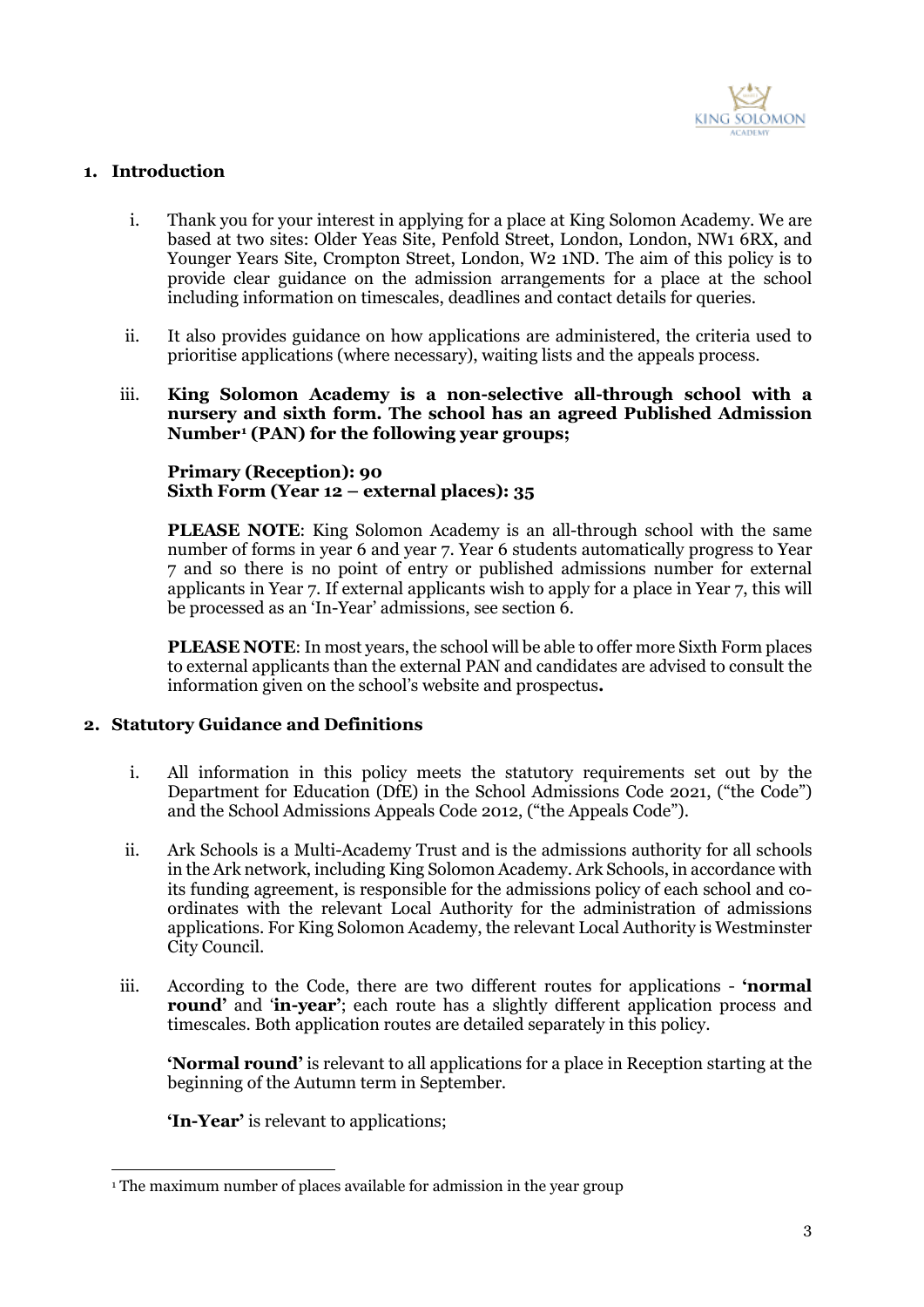## 1. Introduction

i. Thank you for your interest in applying for a place at King Solomon Academy. We are based at two sites: Older Yeas Site, Penfold Street, London, London, NW1 6RX, and Younger Years Site, Crompton Street, London, W2 1ND. The aim of this policy is to provide clear guidance on the admission arrangements for a place at the school including information on timescales, deadlines and contact details for queries.

ii. It also provides guidance on how applications are administered, the criteria used to prioritise applications (where necessary), waiting lists and the appeals process.

iii. **King Solomon Academy is a non-selective all-through school with a nursery and sixth form. The school has an agreed Published Admission Number[1] (PAN) for the following year groups;**

**Primary (Reception): 90**
**Sixth Form (Year 12 – external places): 35**

**PLEASE NOTE**: King Solomon Academy is an all-through school with the same number of forms in year 6 and year 7. Year 6 students automatically progress to Year 7 and so there is no point of entry or published admissions number for external applicants in Year 7. If external applicants wish to apply for a place in Year 7, this will be processed as an 'In-Year' admissions, see section 6.

**PLEASE NOTE**: In most years, the school will be able to offer more Sixth Form places to external applicants than the external PAN and candidates are advised to consult the information given on the school's website and prospectus**.**

## 2. Statutory Guidance and Definitions

i. All information in this policy meets the statutory requirements set out by the Department for Education (DfE) in the School Admissions Code 2021, ("the Code") and the School Admissions Appeals Code 2012, ("the Appeals Code").

ii. Ark Schools is a Multi-Academy Trust and is the admissions authority for all schools in the Ark network, including King Solomon Academy. Ark Schools, in accordance with its funding agreement, is responsible for the admissions policy of each school and co-ordinates with the relevant Local Authority for the administration of admissions applications. For King Solomon Academy, the relevant Local Authority is Westminster City Council.

iii. According to the Code, there are two different routes for applications - **'normal round'** and '**in-year'**; each route has a slightly different application process and timescales. Both application routes are detailed separately in this policy.

**'Normal round'** is relevant to all applications for a place in Reception starting at the beginning of the Autumn term in September.

**'In-Year'** is relevant to applications;

---

[1] The maximum number of places available for admission in the year group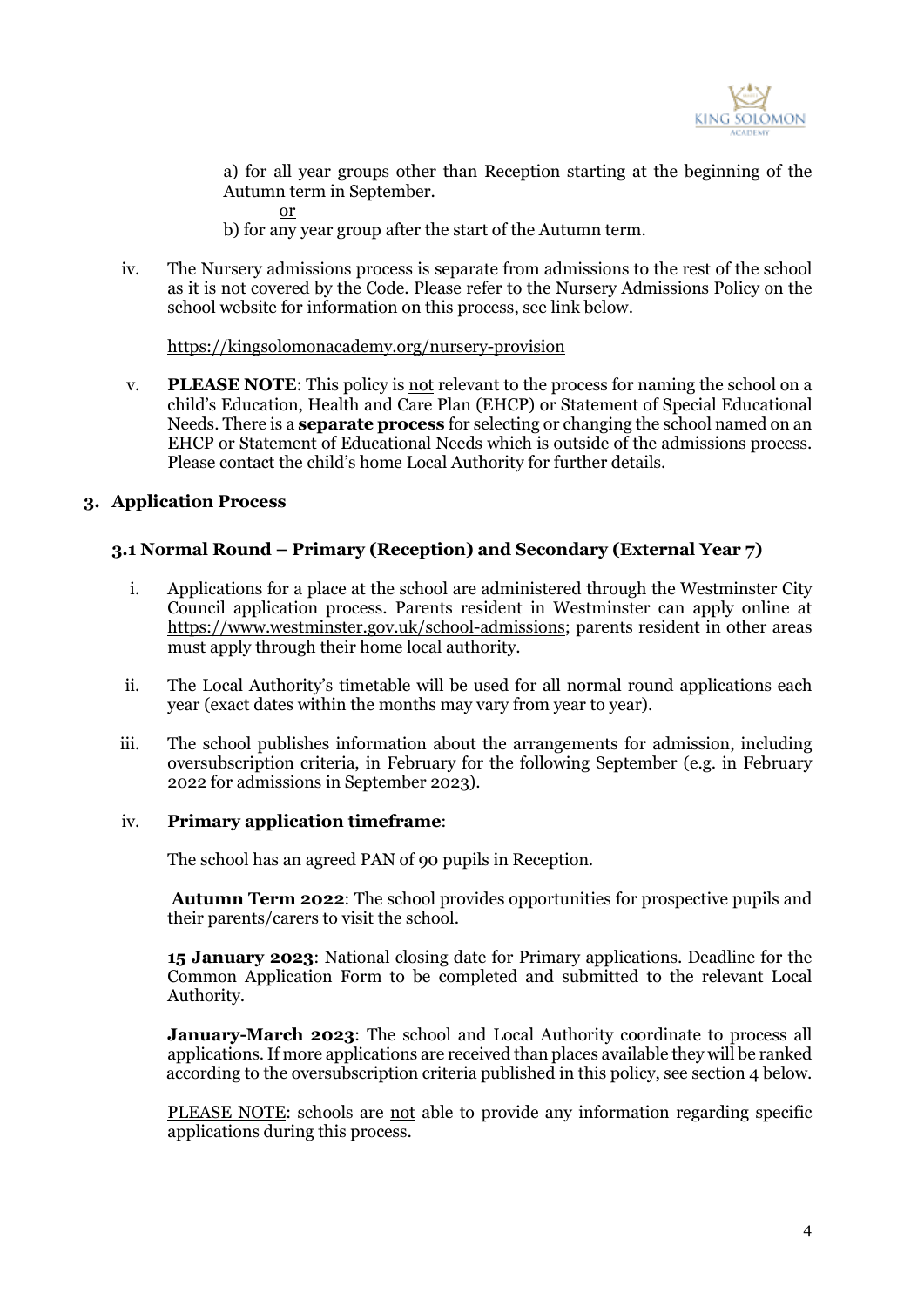a) for all year groups other than Reception starting at the beginning of the Autumn term in September.

or

b) for any year group after the start of the Autumn term.

iv. The Nursery admissions process is separate from admissions to the rest of the school as it is not covered by the Code. Please refer to the Nursery Admissions Policy on the school website for information on this process, see link below.

https://kingsolomonacademy.org/nursery-provision

v. **PLEASE NOTE**: This policy is not relevant to the process for naming the school on a child's Education, Health and Care Plan (EHCP) or Statement of Special Educational Needs. There is a **separate process** for selecting or changing the school named on an EHCP or Statement of Educational Needs which is outside of the admissions process. Please contact the child's home Local Authority for further details.

## 3. Application Process

### 3.1 Normal Round – Primary (Reception) and Secondary (External Year 7)

i. Applications for a place at the school are administered through the Westminster City Council application process. Parents resident in Westminster can apply online at https://www.westminster.gov.uk/school-admissions; parents resident in other areas must apply through their home local authority.

ii. The Local Authority's timetable will be used for all normal round applications each year (exact dates within the months may vary from year to year).

iii. The school publishes information about the arrangements for admission, including oversubscription criteria, in February for the following September (e.g. in February 2022 for admissions in September 2023).

iv. **Primary application timeframe**:

The school has an agreed PAN of 90 pupils in Reception.

**Autumn Term 2022**: The school provides opportunities for prospective pupils and their parents/carers to visit the school.

**15 January 2023**: National closing date for Primary applications. Deadline for the Common Application Form to be completed and submitted to the relevant Local Authority.

**January-March 2023**: The school and Local Authority coordinate to process all applications. If more applications are received than places available they will be ranked according to the oversubscription criteria published in this policy, see section 4 below.

PLEASE NOTE: schools are not able to provide any information regarding specific applications during this process.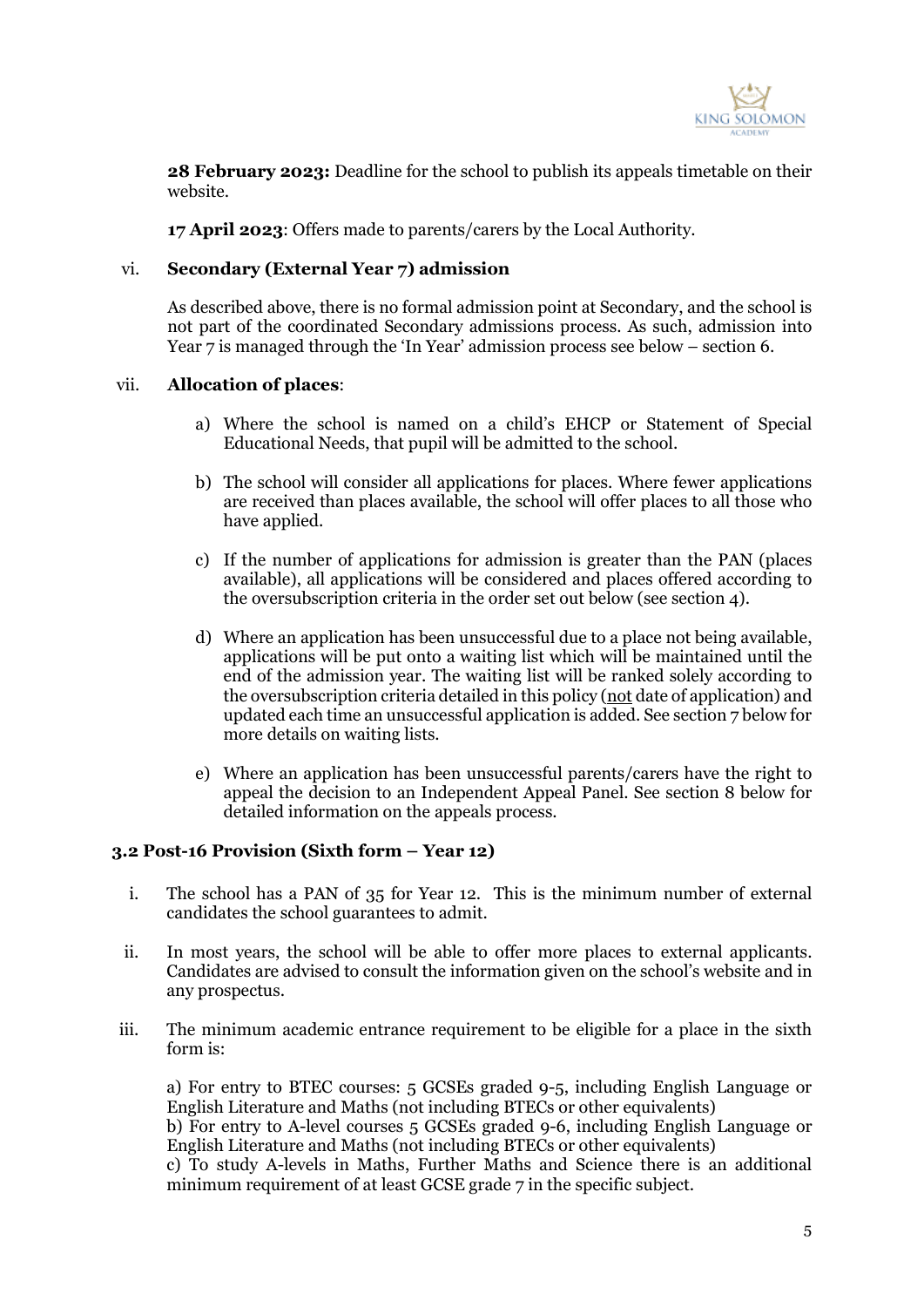**28 February 2023:** Deadline for the school to publish its appeals timetable on their website.

**17 April 2023**: Offers made to parents/carers by the Local Authority.

vi. **Secondary (External Year 7) admission**

As described above, there is no formal admission point at Secondary, and the school is not part of the coordinated Secondary admissions process. As such, admission into Year 7 is managed through the 'In Year' admission process see below – section 6.

vii. **Allocation of places**:

a) Where the school is named on a child's EHCP or Statement of Special Educational Needs, that pupil will be admitted to the school.

b) The school will consider all applications for places. Where fewer applications are received than places available, the school will offer places to all those who have applied.

c) If the number of applications for admission is greater than the PAN (places available), all applications will be considered and places offered according to the oversubscription criteria in the order set out below (see section 4).

d) Where an application has been unsuccessful due to a place not being available, applications will be put onto a waiting list which will be maintained until the end of the admission year. The waiting list will be ranked solely according to the oversubscription criteria detailed in this policy (<u>not</u> date of application) and updated each time an unsuccessful application is added. See section 7 below for more details on waiting lists.

e) Where an application has been unsuccessful parents/carers have the right to appeal the decision to an Independent Appeal Panel. See section 8 below for detailed information on the appeals process.

### 3.2 Post-16 Provision (Sixth form – Year 12)

i. The school has a PAN of 35 for Year 12. This is the minimum number of external candidates the school guarantees to admit.

ii. In most years, the school will be able to offer more places to external applicants. Candidates are advised to consult the information given on the school's website and in any prospectus.

iii. The minimum academic entrance requirement to be eligible for a place in the sixth form is:

a) For entry to BTEC courses: 5 GCSEs graded 9-5, including English Language or English Literature and Maths (not including BTECs or other equivalents)
b) For entry to A-level courses 5 GCSEs graded 9-6, including English Language or English Literature and Maths (not including BTECs or other equivalents)
c) To study A-levels in Maths, Further Maths and Science there is an additional minimum requirement of at least GCSE grade 7 in the specific subject.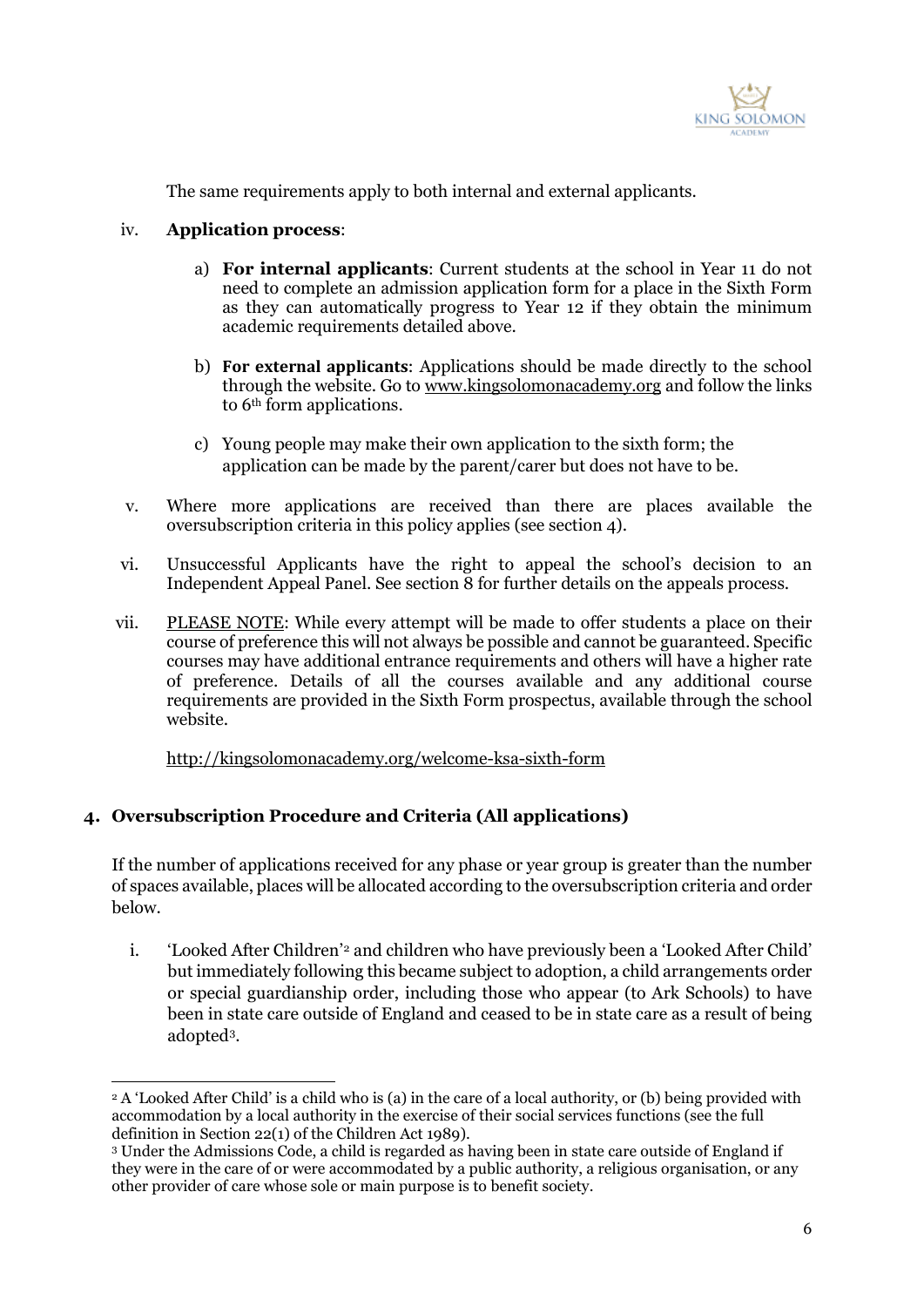The same requirements apply to both internal and external applicants.

iv. **Application process**:

a) **For internal applicants**: Current students at the school in Year 11 do not need to complete an admission application form for a place in the Sixth Form as they can automatically progress to Year 12 if they obtain the minimum academic requirements detailed above.

b) **For external applicants**: Applications should be made directly to the school through the website. Go to www.kingsolomonacademy.org and follow the links to 6th form applications.

c) Young people may make their own application to the sixth form; the application can be made by the parent/carer but does not have to be.

v. Where more applications are received than there are places available the oversubscription criteria in this policy applies (see section 4).

vi. Unsuccessful Applicants have the right to appeal the school's decision to an Independent Appeal Panel. See section 8 for further details on the appeals process.

vii. PLEASE NOTE: While every attempt will be made to offer students a place on their course of preference this will not always be possible and cannot be guaranteed. Specific courses may have additional entrance requirements and others will have a higher rate of preference. Details of all the courses available and any additional course requirements are provided in the Sixth Form prospectus, available through the school website.

http://kingsolomonacademy.org/welcome-ksa-sixth-form

## 4. Oversubscription Procedure and Criteria (All applications)

If the number of applications received for any phase or year group is greater than the number of spaces available, places will be allocated according to the oversubscription criteria and order below.

i. 'Looked After Children'[2] and children who have previously been a 'Looked After Child' but immediately following this became subject to adoption, a child arrangements order or special guardianship order, including those who appear (to Ark Schools) to have been in state care outside of England and ceased to be in state care as a result of being adopted[3].

---

[2] A 'Looked After Child' is a child who is (a) in the care of a local authority, or (b) being provided with accommodation by a local authority in the exercise of their social services functions (see the full definition in Section 22(1) of the Children Act 1989).

[3] Under the Admissions Code, a child is regarded as having been in state care outside of England if they were in the care of or were accommodated by a public authority, a religious organisation, or any other provider of care whose sole or main purpose is to benefit society.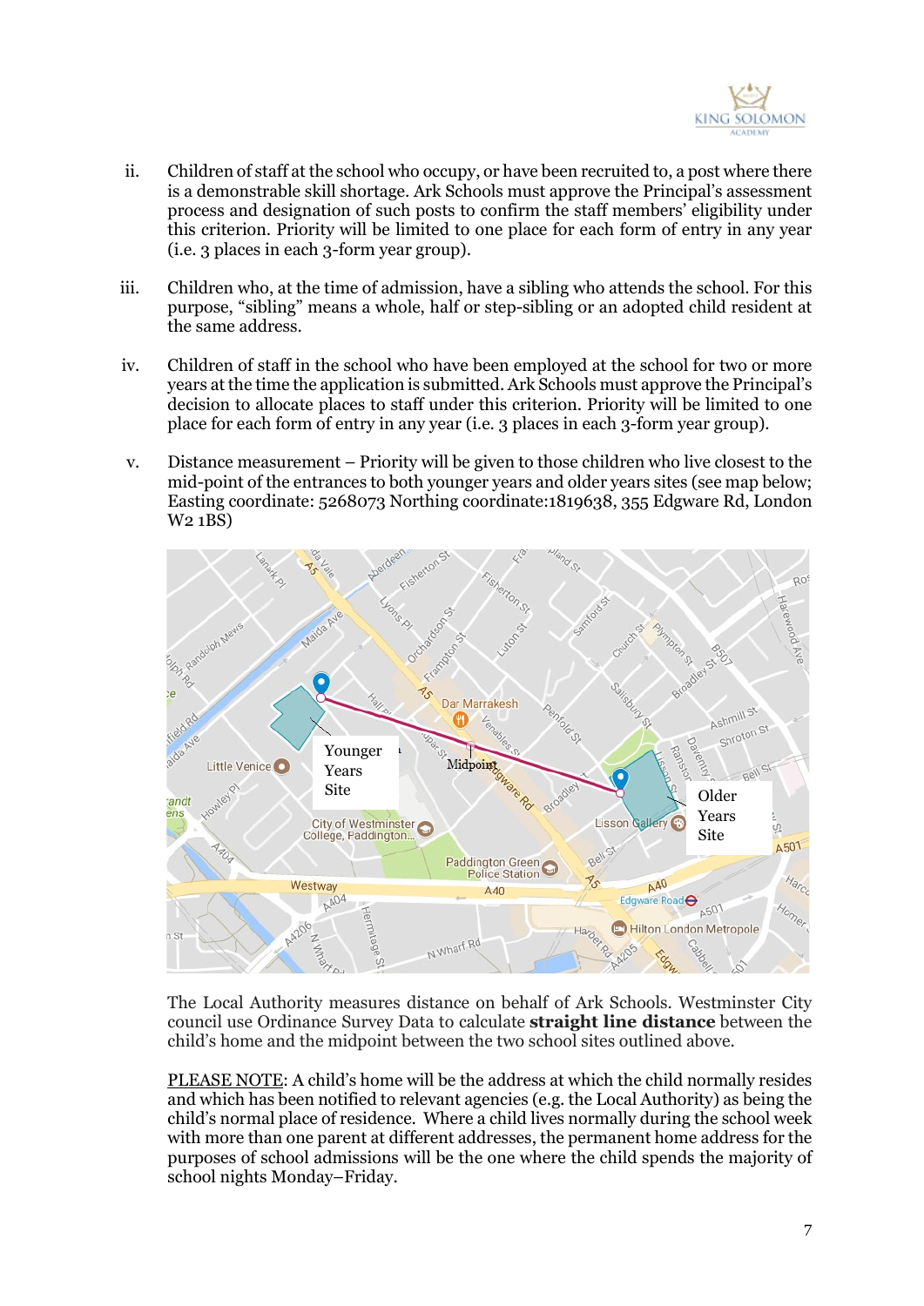ii. Children of staff at the school who occupy, or have been recruited to, a post where there is a demonstrable skill shortage. Ark Schools must approve the Principal's assessment process and designation of such posts to confirm the staff members' eligibility under this criterion. Priority will be limited to one place for each form of entry in any year (i.e. 3 places in each 3-form year group).

iii. Children who, at the time of admission, have a sibling who attends the school. For this purpose, "sibling" means a whole, half or step-sibling or an adopted child resident at the same address.

iv. Children of staff in the school who have been employed at the school for two or more years at the time the application is submitted. Ark Schools must approve the Principal's decision to allocate places to staff under this criterion. Priority will be limited to one place for each form of entry in any year (i.e. 3 places in each 3-form year group).

v. Distance measurement – Priority will be given to those children who live closest to the mid-point of the entrances to both younger years and older years sites (see map below; Easting coordinate: 5268073 Northing coordinate:1819638, 355 Edgware Rd, London W2 1BS)

Younger Years Site

Midpoint

Older Years Site

The Local Authority measures distance on behalf of Ark Schools. Westminster City council use Ordinance Survey Data to calculate **straight line distance** between the child's home and the midpoint between the two school sites outlined above.

PLEASE NOTE: A child's home will be the address at which the child normally resides and which has been notified to relevant agencies (e.g. the Local Authority) as being the child's normal place of residence. Where a child lives normally during the school week with more than one parent at different addresses, the permanent home address for the purposes of school admissions will be the one where the child spends the majority of school nights Monday–Friday.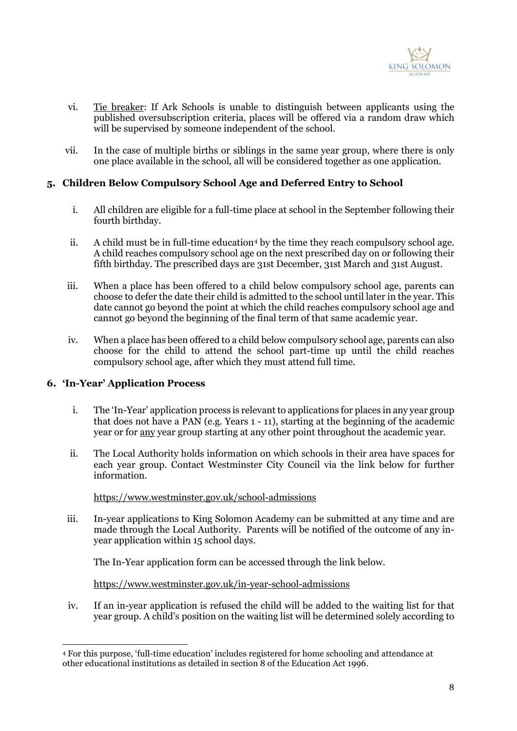vi. Tie breaker: If Ark Schools is unable to distinguish between applicants using the published oversubscription criteria, places will be offered via a random draw which will be supervised by someone independent of the school.

vii. In the case of multiple births or siblings in the same year group, where there is only one place available in the school, all will be considered together as one application.

## 5. Children Below Compulsory School Age and Deferred Entry to School

i. All children are eligible for a full-time place at school in the September following their fourth birthday.

ii. A child must be in full-time education[4] by the time they reach compulsory school age. A child reaches compulsory school age on the next prescribed day on or following their fifth birthday. The prescribed days are 31st December, 31st March and 31st August.

iii. When a place has been offered to a child below compulsory school age, parents can choose to defer the date their child is admitted to the school until later in the year. This date cannot go beyond the point at which the child reaches compulsory school age and cannot go beyond the beginning of the final term of that same academic year.

iv. When a place has been offered to a child below compulsory school age, parents can also choose for the child to attend the school part-time up until the child reaches compulsory school age, after which they must attend full time.

## 6. 'In-Year' Application Process

i. The 'In-Year' application process is relevant to applications for places in any year group that does not have a PAN (e.g. Years 1 - 11), starting at the beginning of the academic year or for any year group starting at any other point throughout the academic year.

ii. The Local Authority holds information on which schools in their area have spaces for each year group. Contact Westminster City Council via the link below for further information.

https://www.westminster.gov.uk/school-admissions

iii. In-year applications to King Solomon Academy can be submitted at any time and are made through the Local Authority. Parents will be notified of the outcome of any in-year application within 15 school days.

The In-Year application form can be accessed through the link below.

https://www.westminster.gov.uk/in-year-school-admissions

iv. If an in-year application is refused the child will be added to the waiting list for that year group. A child's position on the waiting list will be determined solely according to

---

[4] For this purpose, 'full-time education' includes registered for home schooling and attendance at other educational institutions as detailed in section 8 of the Education Act 1996.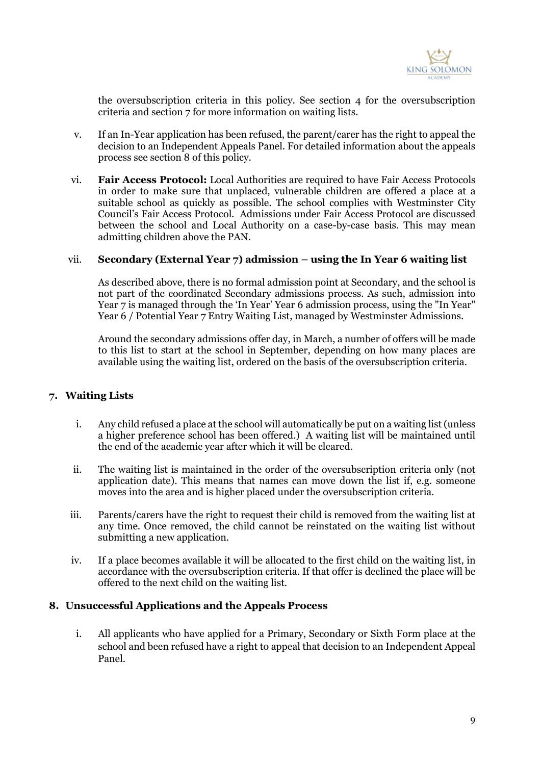the oversubscription criteria in this policy. See section 4 for the oversubscription criteria and section 7 for more information on waiting lists.

v. If an In-Year application has been refused, the parent/carer has the right to appeal the decision to an Independent Appeals Panel. For detailed information about the appeals process see section 8 of this policy.

vi. **Fair Access Protocol:** Local Authorities are required to have Fair Access Protocols in order to make sure that unplaced, vulnerable children are offered a place at a suitable school as quickly as possible. The school complies with Westminster City Council's Fair Access Protocol. Admissions under Fair Access Protocol are discussed between the school and Local Authority on a case-by-case basis. This may mean admitting children above the PAN.

vii. **Secondary (External Year 7) admission – using the In Year 6 waiting list**

As described above, there is no formal admission point at Secondary, and the school is not part of the coordinated Secondary admissions process. As such, admission into Year 7 is managed through the 'In Year' Year 6 admission process, using the "In Year" Year 6 / Potential Year 7 Entry Waiting List, managed by Westminster Admissions.

Around the secondary admissions offer day, in March, a number of offers will be made to this list to start at the school in September, depending on how many places are available using the waiting list, ordered on the basis of the oversubscription criteria.

## 7. Waiting Lists

i. Any child refused a place at the school will automatically be put on a waiting list (unless a higher preference school has been offered.) A waiting list will be maintained until the end of the academic year after which it will be cleared.

ii. The waiting list is maintained in the order of the oversubscription criteria only (not application date). This means that names can move down the list if, e.g. someone moves into the area and is higher placed under the oversubscription criteria.

iii. Parents/carers have the right to request their child is removed from the waiting list at any time. Once removed, the child cannot be reinstated on the waiting list without submitting a new application.

iv. If a place becomes available it will be allocated to the first child on the waiting list, in accordance with the oversubscription criteria. If that offer is declined the place will be offered to the next child on the waiting list.

## 8. Unsuccessful Applications and the Appeals Process

i. All applicants who have applied for a Primary, Secondary or Sixth Form place at the school and been refused have a right to appeal that decision to an Independent Appeal Panel.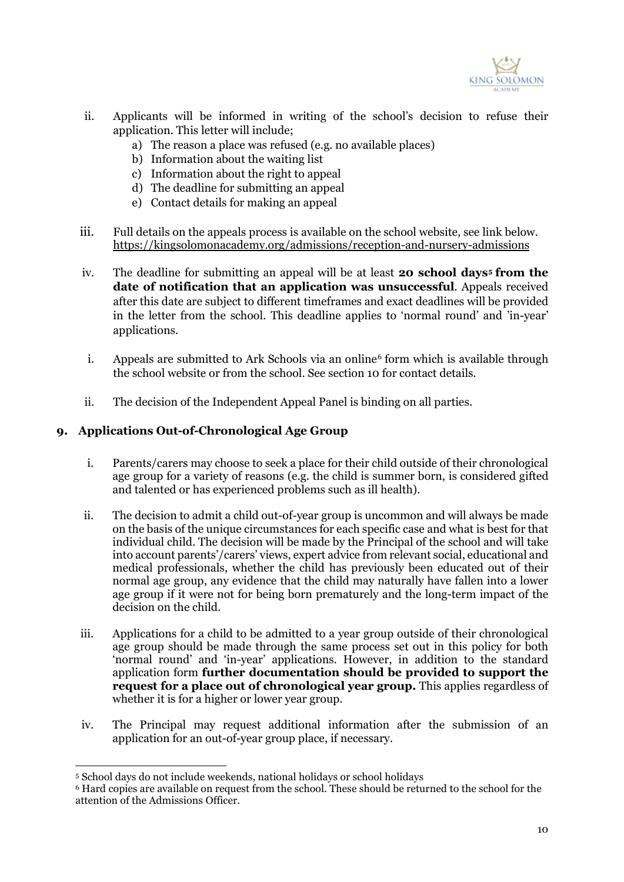ii. Applicants will be informed in writing of the school's decision to refuse their application. This letter will include;
   a) The reason a place was refused (e.g. no available places)
   b) Information about the waiting list
   c) Information about the right to appeal
   d) The deadline for submitting an appeal
   e) Contact details for making an appeal

iii. Full details on the appeals process is available on the school website, see link below. https://kingsolomonacademy.org/admissions/reception-and-nursery-admissions

iv. The deadline for submitting an appeal will be at least **20 school days[5] from the date of notification that an application was unsuccessful**. Appeals received after this date are subject to different timeframes and exact deadlines will be provided in the letter from the school. This deadline applies to 'normal round' and 'in-year' applications.

i. Appeals are submitted to Ark Schools via an online[6] form which is available through the school website or from the school. See section 10 for contact details.

ii. The decision of the Independent Appeal Panel is binding on all parties.

## 9. Applications Out-of-Chronological Age Group

i. Parents/carers may choose to seek a place for their child outside of their chronological age group for a variety of reasons (e.g. the child is summer born, is considered gifted and talented or has experienced problems such as ill health).

ii. The decision to admit a child out-of-year group is uncommon and will always be made on the basis of the unique circumstances for each specific case and what is best for that individual child. The decision will be made by the Principal of the school and will take into account parents'/carers' views, expert advice from relevant social, educational and medical professionals, whether the child has previously been educated out of their normal age group, any evidence that the child may naturally have fallen into a lower age group if it were not for being born prematurely and the long-term impact of the decision on the child.

iii. Applications for a child to be admitted to a year group outside of their chronological age group should be made through the same process set out in this policy for both 'normal round' and 'in-year' applications. However, in addition to the standard application form **further documentation should be provided to support the request for a place out of chronological year group.** This applies regardless of whether it is for a higher or lower year group.

iv. The Principal may request additional information after the submission of an application for an out-of-year group place, if necessary.

---

[5] School days do not include weekends, national holidays or school holidays

[6] Hard copies are available on request from the school. These should be returned to the school for the attention of the Admissions Officer.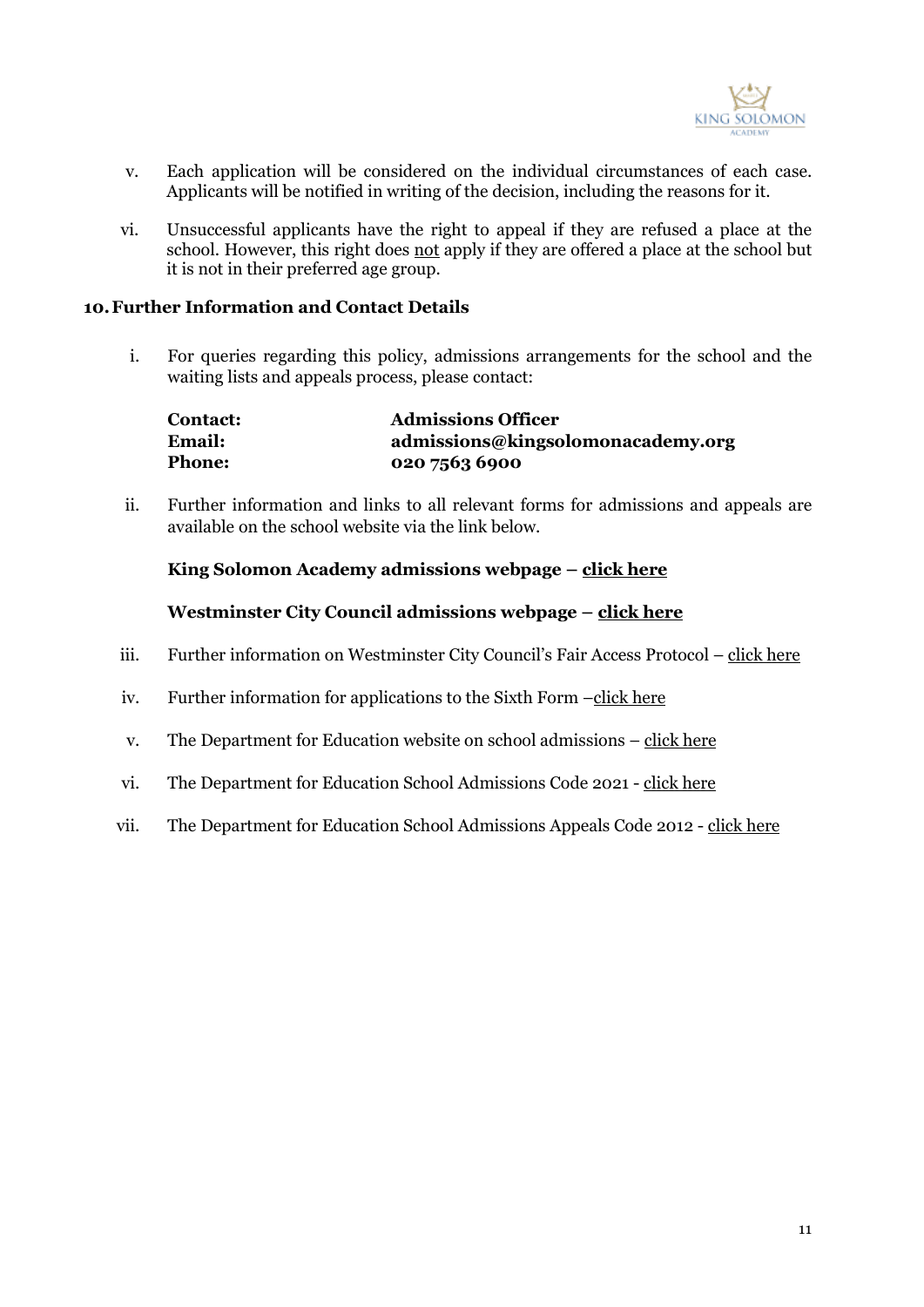v. Each application will be considered on the individual circumstances of each case. Applicants will be notified in writing of the decision, including the reasons for it.

vi. Unsuccessful applicants have the right to appeal if they are refused a place at the school. However, this right does not apply if they are offered a place at the school but it is not in their preferred age group.

## 10. Further Information and Contact Details

i. For queries regarding this policy, admissions arrangements for the school and the waiting lists and appeals process, please contact:

| | |
|---|---|
| **Contact:** | **Admissions Officer** |
| **Email:** | **admissions@kingsolomonacademy.org** |
| **Phone:** | **020 7563 6900** |

ii. Further information and links to all relevant forms for admissions and appeals are available on the school website via the link below.

**King Solomon Academy admissions webpage – click here**

**Westminster City Council admissions webpage – click here**

iii. Further information on Westminster City Council's Fair Access Protocol – click here

iv. Further information for applications to the Sixth Form –click here

v. The Department for Education website on school admissions – click here

vi. The Department for Education School Admissions Code 2021 - click here

vii. The Department for Education School Admissions Appeals Code 2012 - click here